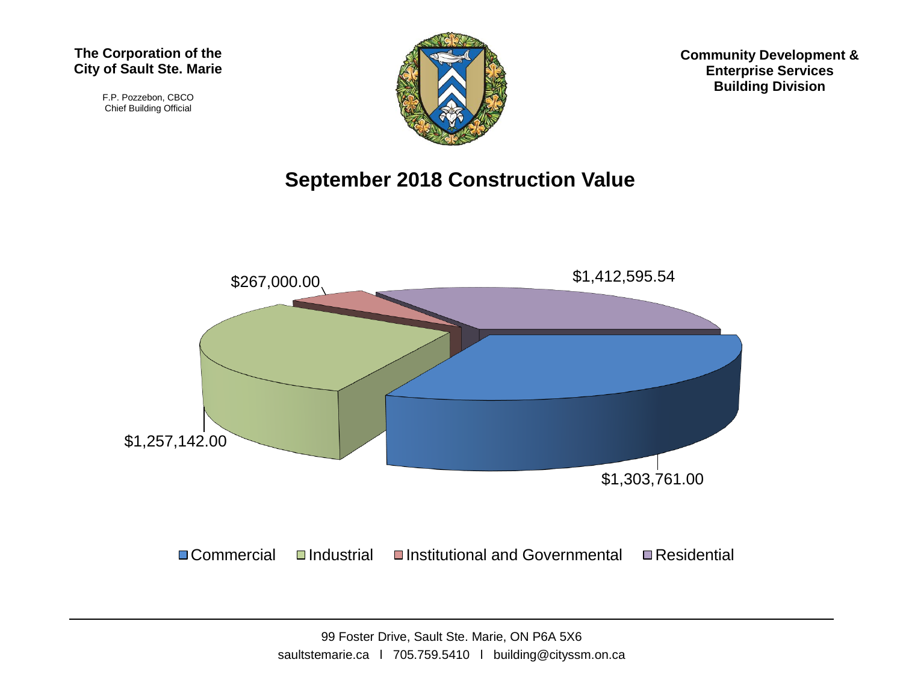**The Corporation of the City of Sault Ste. Marie**

F.P. Pozzebon, CBCO
Chief Building Official

**Community Development & Enterprise Services Building Division**

# September 2018 Construction Value

| Category | Value |
|---|---|
| Commercial | $1,303,761.00 |
| Industrial | $1,257,142.00 |
| Institutional and Governmental | $267,000.00 |
| Residential | $1,412,595.54 |

99 Foster Drive, Sault Ste. Marie, ON P6A 5X6
saultstemarie.ca l 705.759.5410 l building@cityssm.on.ca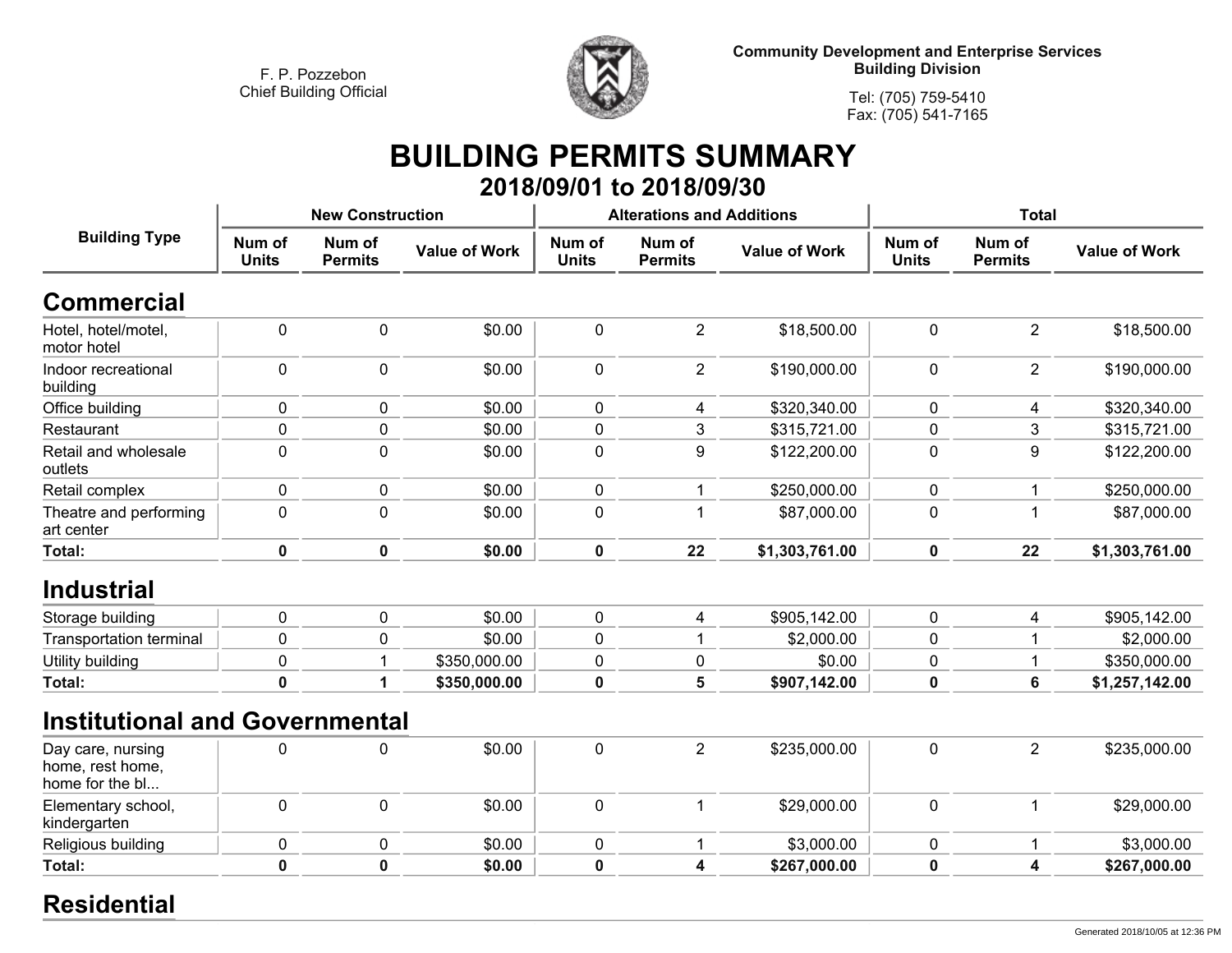F. P. Pozzebon
Chief Building Official

**Community Development and Enterprise Services**
**Building Division**

Tel: (705) 759-5410
Fax: (705) 541-7165

# BUILDING PERMITS SUMMARY

## 2018/09/01 to 2018/09/30

| Building Type | New Construction | | | Alterations and Additions | | | Total | | |
|---|---|---|---|---|---|---|---|---|---|
| | Num of Units | Num of Permits | Value of Work | Num of Units | Num of Permits | Value of Work | Num of Units | Num of Permits | Value of Work |
| **Commercial** | | | | | | | | | |
| Hotel, hotel/motel, motor hotel | 0 | 0 | $0.00 | 0 | 2 | $18,500.00 | 0 | 2 | $18,500.00 |
| Indoor recreational building | 0 | 0 | $0.00 | 0 | 2 | $190,000.00 | 0 | 2 | $190,000.00 |
| Office building | 0 | 0 | $0.00 | 0 | 4 | $320,340.00 | 0 | 4 | $320,340.00 |
| Restaurant | 0 | 0 | $0.00 | 0 | 3 | $315,721.00 | 0 | 3 | $315,721.00 |
| Retail and wholesale outlets | 0 | 0 | $0.00 | 0 | 9 | $122,200.00 | 0 | 9 | $122,200.00 |
| Retail complex | 0 | 0 | $0.00 | 0 | 1 | $250,000.00 | 0 | 1 | $250,000.00 |
| Theatre and performing art center | 0 | 0 | $0.00 | 0 | 1 | $87,000.00 | 0 | 1 | $87,000.00 |
| **Total:** | **0** | **0** | **$0.00** | **0** | **22** | **$1,303,761.00** | **0** | **22** | **$1,303,761.00** |
| **Industrial** | | | | | | | | | |
| Storage building | 0 | 0 | $0.00 | 0 | 4 | $905,142.00 | 0 | 4 | $905,142.00 |
| Transportation terminal | 0 | 0 | $0.00 | 0 | 1 | $2,000.00 | 0 | 1 | $2,000.00 |
| Utility building | 0 | 1 | $350,000.00 | 0 | 0 | $0.00 | 0 | 1 | $350,000.00 |
| **Total:** | **0** | **1** | **$350,000.00** | **0** | **5** | **$907,142.00** | **0** | **6** | **$1,257,142.00** |
| **Institutional and Governmental** | | | | | | | | | |
| Day care, nursing home, rest home, home for the bl... | 0 | 0 | $0.00 | 0 | 2 | $235,000.00 | 0 | 2 | $235,000.00 |
| Elementary school, kindergarten | 0 | 0 | $0.00 | 0 | 1 | $29,000.00 | 0 | 1 | $29,000.00 |
| Religious building | 0 | 0 | $0.00 | 0 | 1 | $3,000.00 | 0 | 1 | $3,000.00 |
| **Total:** | **0** | **0** | **$0.00** | **0** | **4** | **$267,000.00** | **0** | **4** | **$267,000.00** |

## Residential

Generated 2018/10/05 at 12:36 PM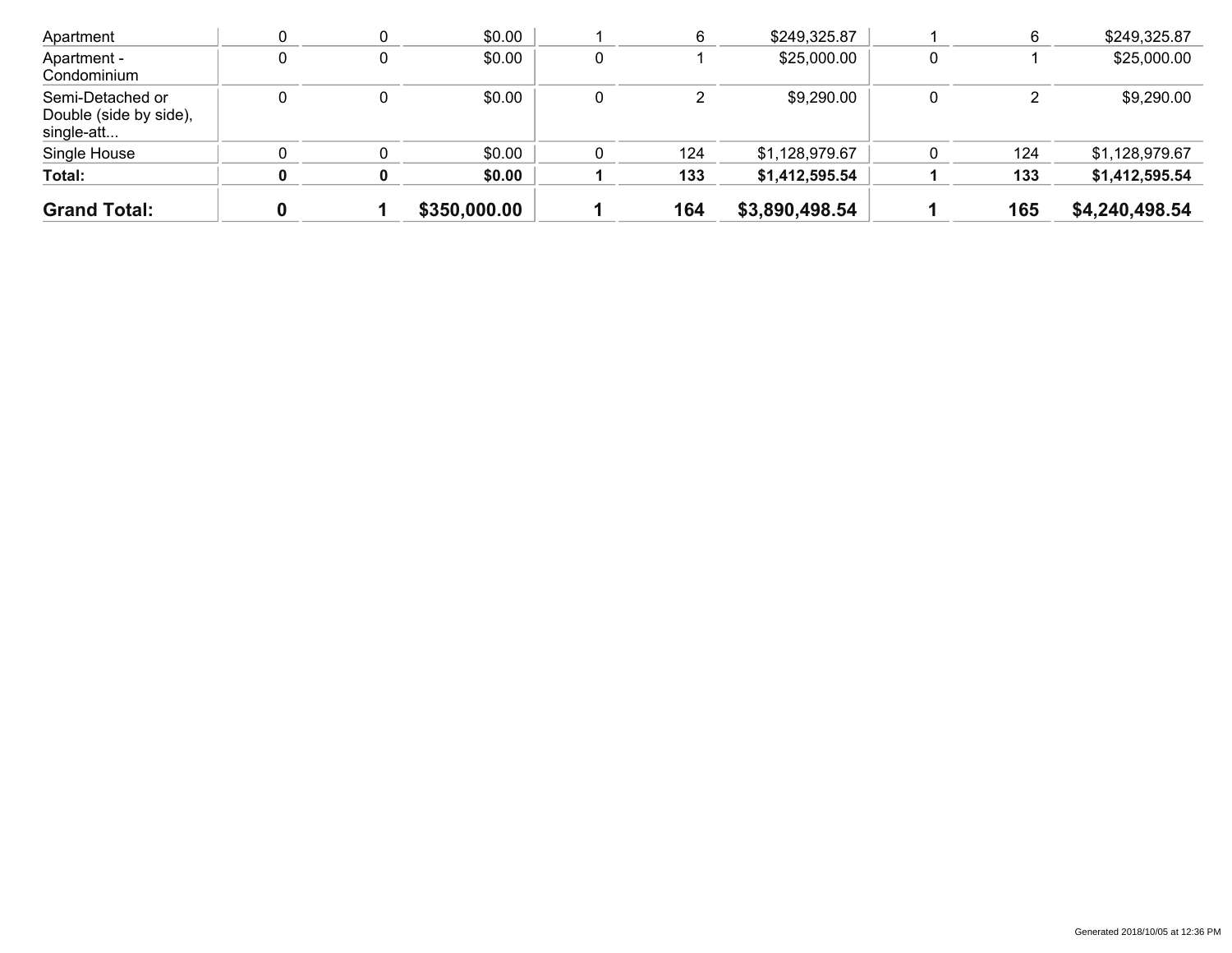| | | | | | | | | | |
|---|---|---|---|---|---|---|---|---|---|
| Apartment | 0 | 0 | $0.00 | 1 | 6 | $249,325.87 | 1 | 6 | $249,325.87 |
| Apartment - Condominium | 0 | 0 | $0.00 | 0 | 1 | $25,000.00 | 0 | 1 | $25,000.00 |
| Semi-Detached or Double (side by side), single-att... | 0 | 0 | $0.00 | 0 | 2 | $9,290.00 | 0 | 2 | $9,290.00 |
| Single House | 0 | 0 | $0.00 | 0 | 124 | $1,128,979.67 | 0 | 124 | $1,128,979.67 |
| **Total:** | **0** | **0** | **$0.00** | **1** | **133** | **$1,412,595.54** | **1** | **133** | **$1,412,595.54** |
| **Grand Total:** | **0** | **1** | **$350,000.00** | **1** | **164** | **$3,890,498.54** | **1** | **165** | **$4,240,498.54** |

Generated 2018/10/05 at 12:36 PM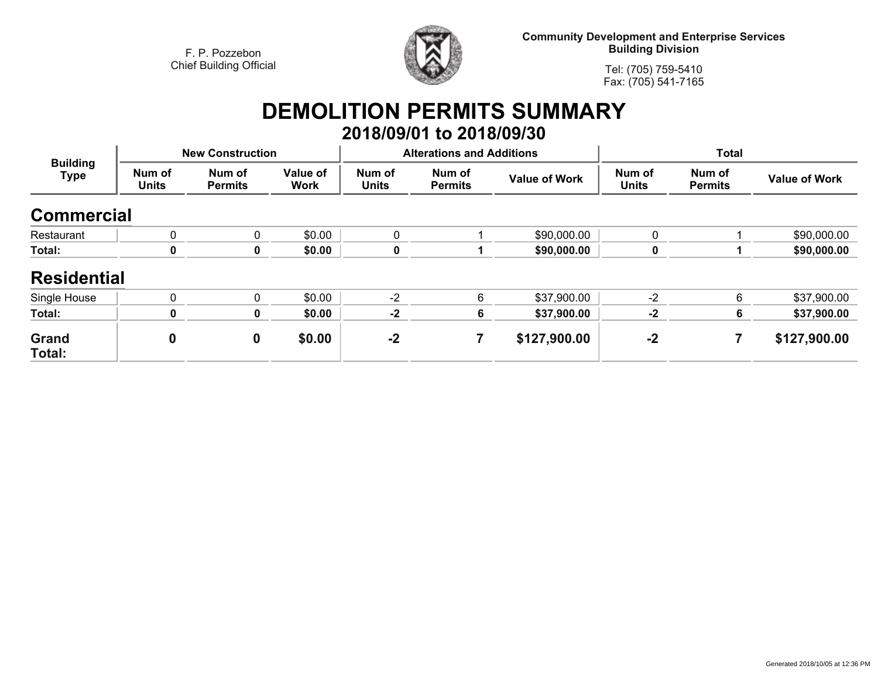F. P. Pozzebon
Chief Building Official

**Community Development and Enterprise Services**
**Building Division**

Tel: (705) 759-5410
Fax: (705) 541-7165

# DEMOLITION PERMITS SUMMARY

## 2018/09/01 to 2018/09/30

| Building Type | New Construction | | | Alterations and Additions | | | Total | | |
|---|---|---|---|---|---|---|---|---|---|
| | Num of Units | Num of Permits | Value of Work | Num of Units | Num of Permits | Value of Work | Num of Units | Num of Permits | Value of Work |
| **Commercial** | | | | | | | | | |
| Restaurant | 0 | 0 | $0.00 | 0 | 1 | $90,000.00 | 0 | 1 | $90,000.00 |
| **Total:** | **0** | **0** | **$0.00** | **0** | **1** | **$90,000.00** | **0** | **1** | **$90,000.00** |
| **Residential** | | | | | | | | | |
| Single House | 0 | 0 | $0.00 | -2 | 6 | $37,900.00 | -2 | 6 | $37,900.00 |
| **Total:** | **0** | **0** | **$0.00** | **-2** | **6** | **$37,900.00** | **-2** | **6** | **$37,900.00** |
| **Grand Total:** | **0** | **0** | **$0.00** | **-2** | **7** | **$127,900.00** | **-2** | **7** | **$127,900.00** |

Generated 2018/10/05 at 12:36 PM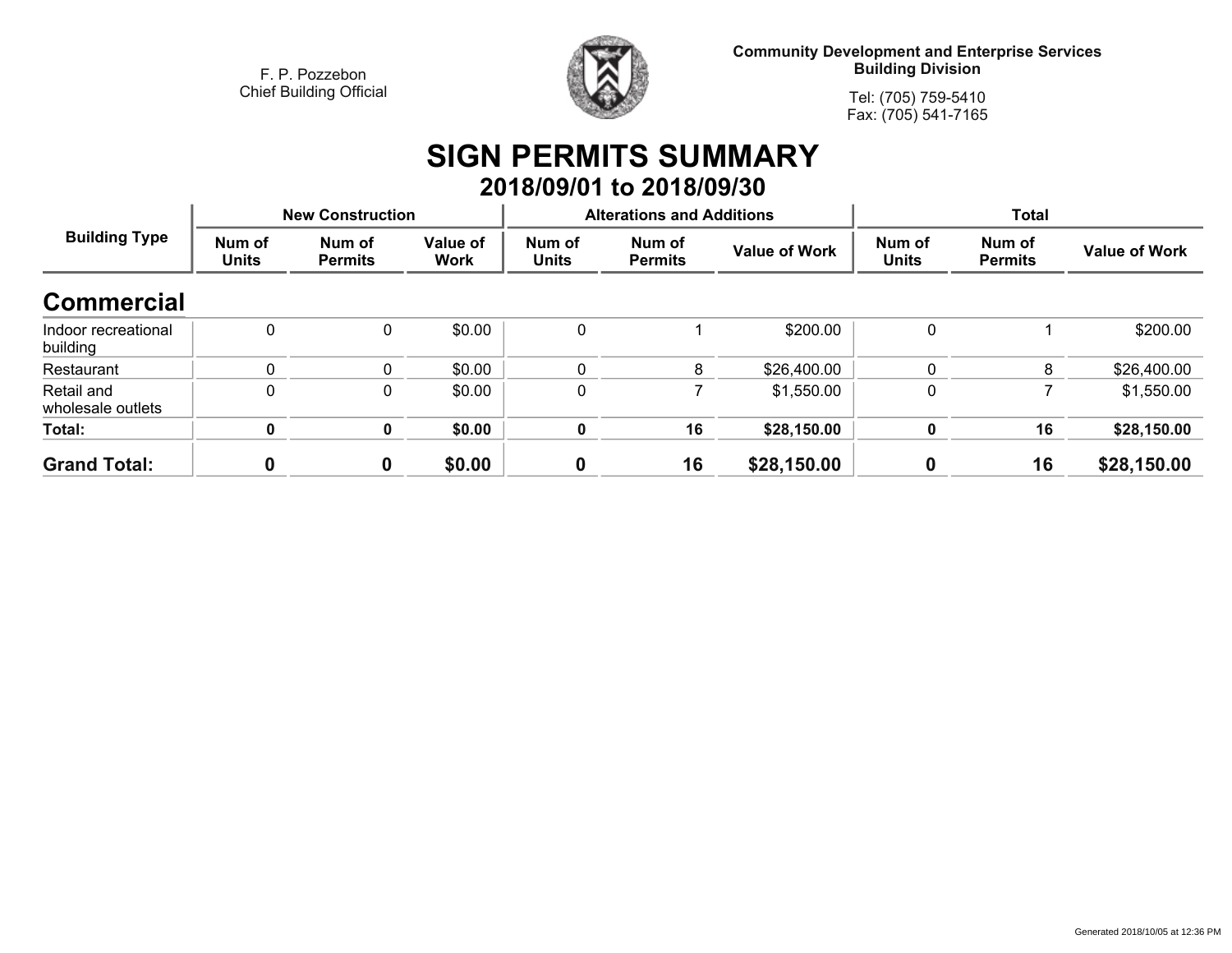F. P. Pozzebon
Chief Building Official

**Community Development and Enterprise Services**
**Building Division**

Tel: (705) 759-5410
Fax: (705) 541-7165

# SIGN PERMITS SUMMARY

## 2018/09/01 to 2018/09/30

| Building Type | New Construction | | | Alterations and Additions | | | Total | | |
|---|---|---|---|---|---|---|---|---|---|
| | Num of Units | Num of Permits | Value of Work | Num of Units | Num of Permits | Value of Work | Num of Units | Num of Permits | Value of Work |
| **Commercial** | | | | | | | | | |
| Indoor recreational building | 0 | 0 | $0.00 | 0 | 1 | $200.00 | 0 | 1 | $200.00 |
| Restaurant | 0 | 0 | $0.00 | 0 | 8 | $26,400.00 | 0 | 8 | $26,400.00 |
| Retail and wholesale outlets | 0 | 0 | $0.00 | 0 | 7 | $1,550.00 | 0 | 7 | $1,550.00 |
| **Total:** | **0** | **0** | **$0.00** | **0** | **16** | **$28,150.00** | **0** | **16** | **$28,150.00** |
| **Grand Total:** | **0** | **0** | **$0.00** | **0** | **16** | **$28,150.00** | **0** | **16** | **$28,150.00** |

Generated 2018/10/05 at 12:36 PM